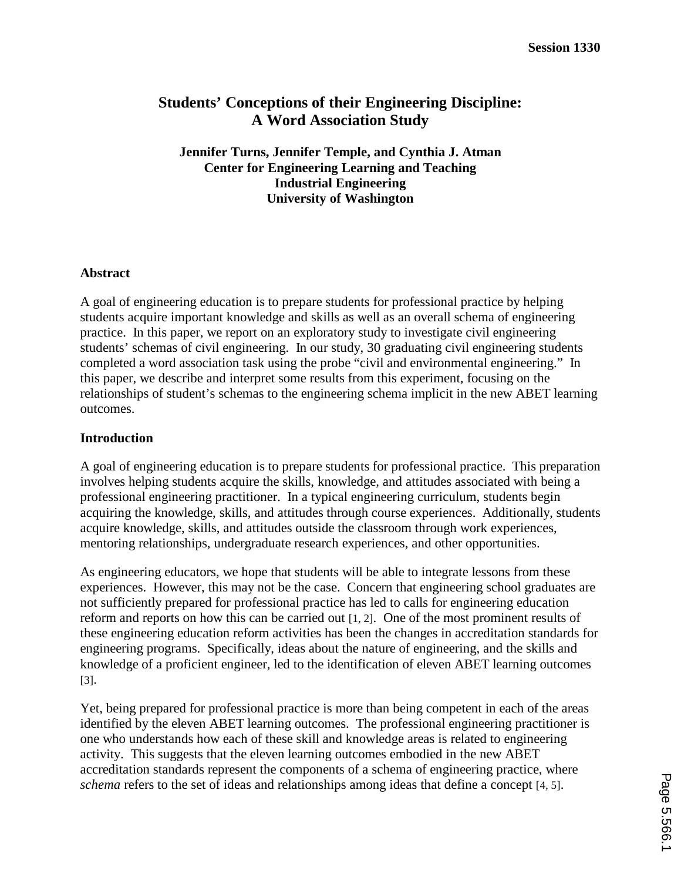# Students' Conceptions of their Engineering Discipline: A Word Association Study

**Jennifer Turns, Jennifer Temple, and Cynthia J. Atman**
**Center for Engineering Learning and Teaching**
**Industrial Engineering**
**University of Washington**

## Abstract

A goal of engineering education is to prepare students for professional practice by helping students acquire important knowledge and skills as well as an overall schema of engineering practice. In this paper, we report on an exploratory study to investigate civil engineering students' schemas of civil engineering. In our study, 30 graduating civil engineering students completed a word association task using the probe "civil and environmental engineering." In this paper, we describe and interpret some results from this experiment, focusing on the relationships of student's schemas to the engineering schema implicit in the new ABET learning outcomes.

## Introduction

A goal of engineering education is to prepare students for professional practice. This preparation involves helping students acquire the skills, knowledge, and attitudes associated with being a professional engineering practitioner. In a typical engineering curriculum, students begin acquiring the knowledge, skills, and attitudes through course experiences. Additionally, students acquire knowledge, skills, and attitudes outside the classroom through work experiences, mentoring relationships, undergraduate research experiences, and other opportunities.

As engineering educators, we hope that students will be able to integrate lessons from these experiences. However, this may not be the case. Concern that engineering school graduates are not sufficiently prepared for professional practice has led to calls for engineering education reform and reports on how this can be carried out [1, 2]. One of the most prominent results of these engineering education reform activities has been the changes in accreditation standards for engineering programs. Specifically, ideas about the nature of engineering, and the skills and knowledge of a proficient engineer, led to the identification of eleven ABET learning outcomes [3].

Yet, being prepared for professional practice is more than being competent in each of the areas identified by the eleven ABET learning outcomes. The professional engineering practitioner is one who understands how each of these skill and knowledge areas is related to engineering activity. This suggests that the eleven learning outcomes embodied in the new ABET accreditation standards represent the components of a schema of engineering practice, where *schema* refers to the set of ideas and relationships among ideas that define a concept [4, 5].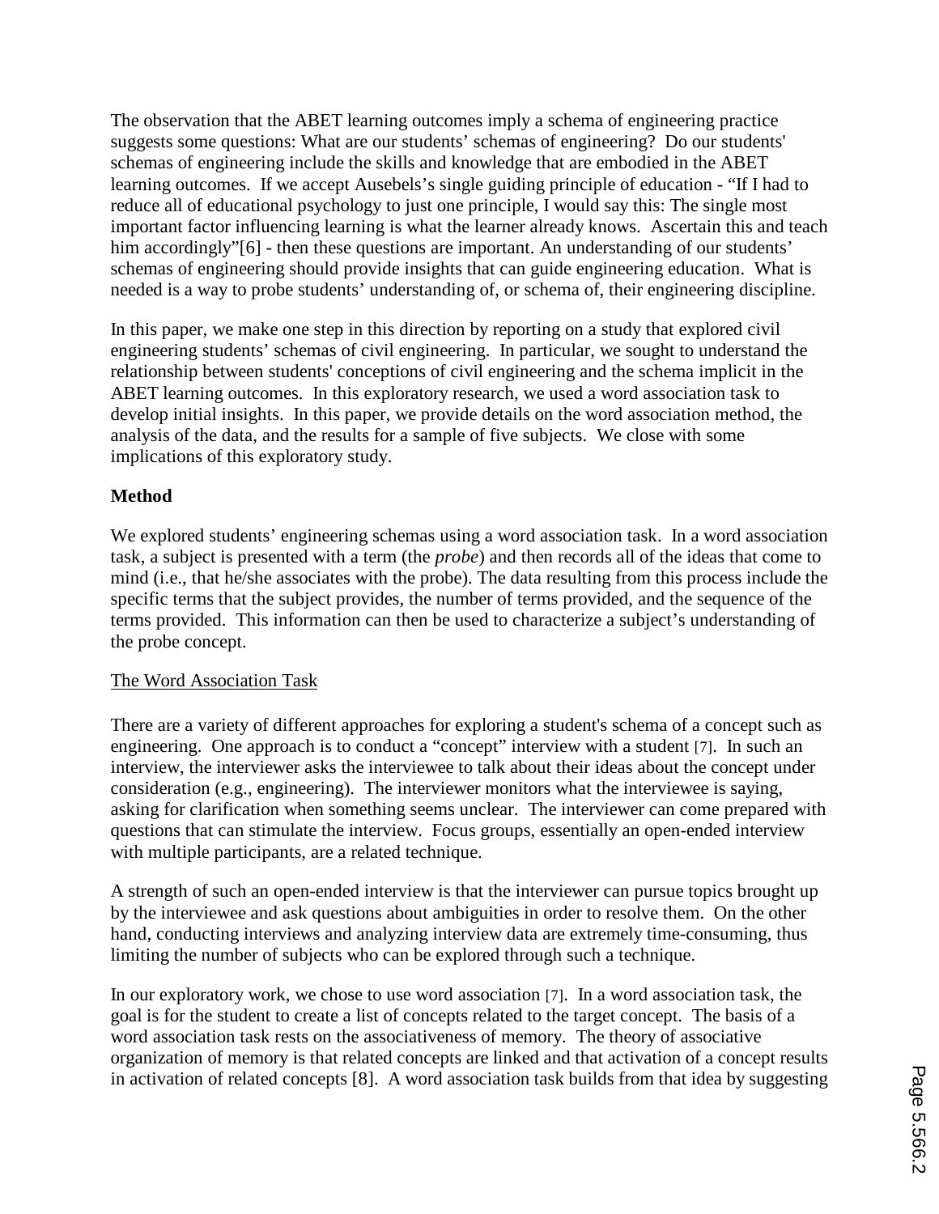The observation that the ABET learning outcomes imply a schema of engineering practice suggests some questions: What are our students' schemas of engineering? Do our students' schemas of engineering include the skills and knowledge that are embodied in the ABET learning outcomes. If we accept Ausebels's single guiding principle of education - "If I had to reduce all of educational psychology to just one principle, I would say this: The single most important factor influencing learning is what the learner already knows. Ascertain this and teach him accordingly"[6] - then these questions are important. An understanding of our students' schemas of engineering should provide insights that can guide engineering education. What is needed is a way to probe students' understanding of, or schema of, their engineering discipline.

In this paper, we make one step in this direction by reporting on a study that explored civil engineering students' schemas of civil engineering. In particular, we sought to understand the relationship between students' conceptions of civil engineering and the schema implicit in the ABET learning outcomes. In this exploratory research, we used a word association task to develop initial insights. In this paper, we provide details on the word association method, the analysis of the data, and the results for a sample of five subjects. We close with some implications of this exploratory study.

**Method**

We explored students' engineering schemas using a word association task. In a word association task, a subject is presented with a term (the *probe*) and then records all of the ideas that come to mind (i.e., that he/she associates with the probe). The data resulting from this process include the specific terms that the subject provides, the number of terms provided, and the sequence of the terms provided. This information can then be used to characterize a subject's understanding of the probe concept.

<u>The Word Association Task</u>

There are a variety of different approaches for exploring a student's schema of a concept such as engineering. One approach is to conduct a "concept" interview with a student [7]. In such an interview, the interviewer asks the interviewee to talk about their ideas about the concept under consideration (e.g., engineering). The interviewer monitors what the interviewee is saying, asking for clarification when something seems unclear. The interviewer can come prepared with questions that can stimulate the interview. Focus groups, essentially an open-ended interview with multiple participants, are a related technique.

A strength of such an open-ended interview is that the interviewer can pursue topics brought up by the interviewee and ask questions about ambiguities in order to resolve them. On the other hand, conducting interviews and analyzing interview data are extremely time-consuming, thus limiting the number of subjects who can be explored through such a technique.

In our exploratory work, we chose to use word association [7]. In a word association task, the goal is for the student to create a list of concepts related to the target concept. The basis of a word association task rests on the associativeness of memory. The theory of associative organization of memory is that related concepts are linked and that activation of a concept results in activation of related concepts [8]. A word association task builds from that idea by suggesting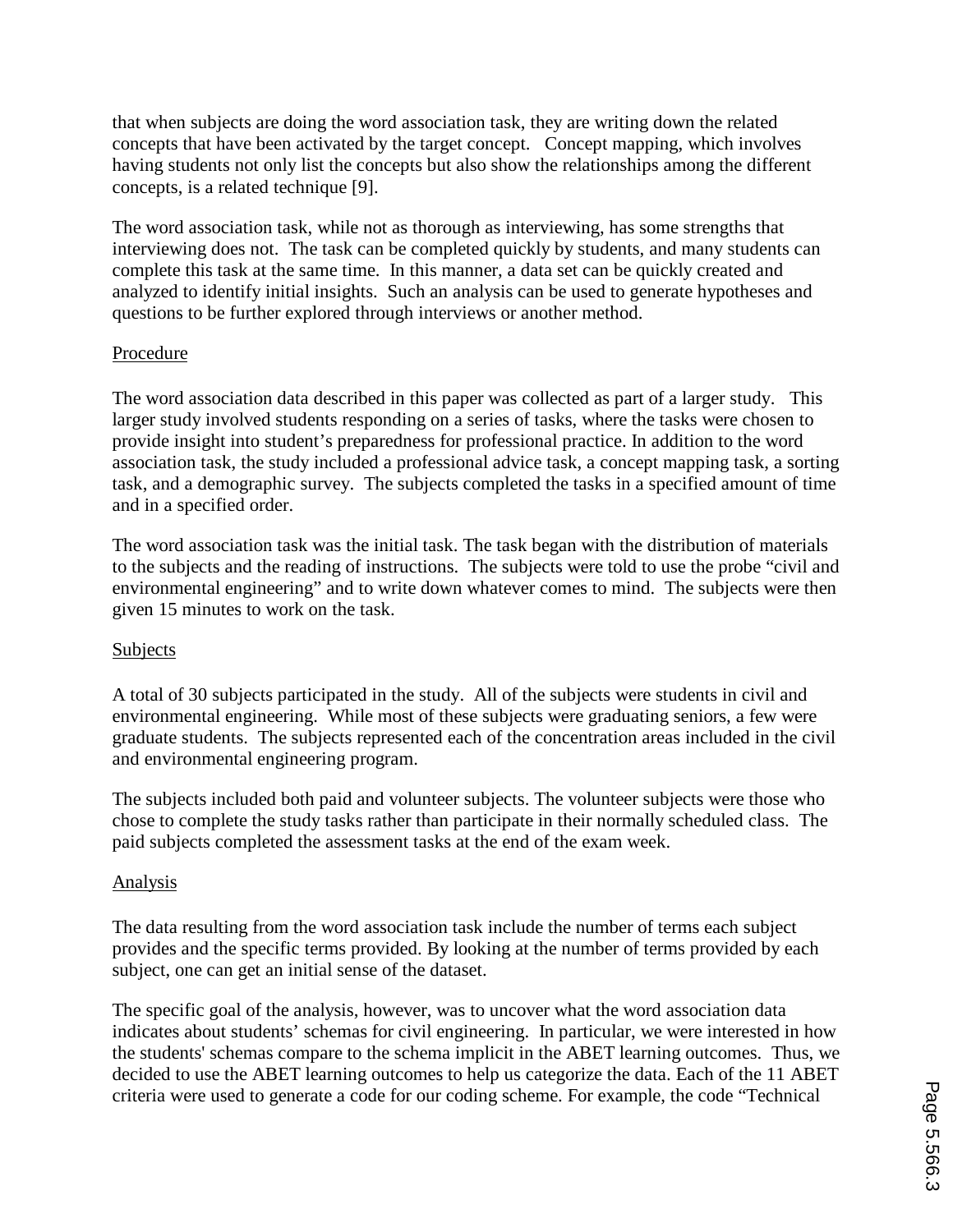that when subjects are doing the word association task, they are writing down the related concepts that have been activated by the target concept. Concept mapping, which involves having students not only list the concepts but also show the relationships among the different concepts, is a related technique [9].

The word association task, while not as thorough as interviewing, has some strengths that interviewing does not. The task can be completed quickly by students, and many students can complete this task at the same time. In this manner, a data set can be quickly created and analyzed to identify initial insights. Such an analysis can be used to generate hypotheses and questions to be further explored through interviews or another method.

## Procedure

The word association data described in this paper was collected as part of a larger study. This larger study involved students responding on a series of tasks, where the tasks were chosen to provide insight into student's preparedness for professional practice. In addition to the word association task, the study included a professional advice task, a concept mapping task, a sorting task, and a demographic survey. The subjects completed the tasks in a specified amount of time and in a specified order.

The word association task was the initial task. The task began with the distribution of materials to the subjects and the reading of instructions. The subjects were told to use the probe "civil and environmental engineering" and to write down whatever comes to mind. The subjects were then given 15 minutes to work on the task.

## Subjects

A total of 30 subjects participated in the study. All of the subjects were students in civil and environmental engineering. While most of these subjects were graduating seniors, a few were graduate students. The subjects represented each of the concentration areas included in the civil and environmental engineering program.

The subjects included both paid and volunteer subjects. The volunteer subjects were those who chose to complete the study tasks rather than participate in their normally scheduled class. The paid subjects completed the assessment tasks at the end of the exam week.

## Analysis

The data resulting from the word association task include the number of terms each subject provides and the specific terms provided. By looking at the number of terms provided by each subject, one can get an initial sense of the dataset.

The specific goal of the analysis, however, was to uncover what the word association data indicates about students' schemas for civil engineering. In particular, we were interested in how the students' schemas compare to the schema implicit in the ABET learning outcomes. Thus, we decided to use the ABET learning outcomes to help us categorize the data. Each of the 11 ABET criteria were used to generate a code for our coding scheme. For example, the code "Technical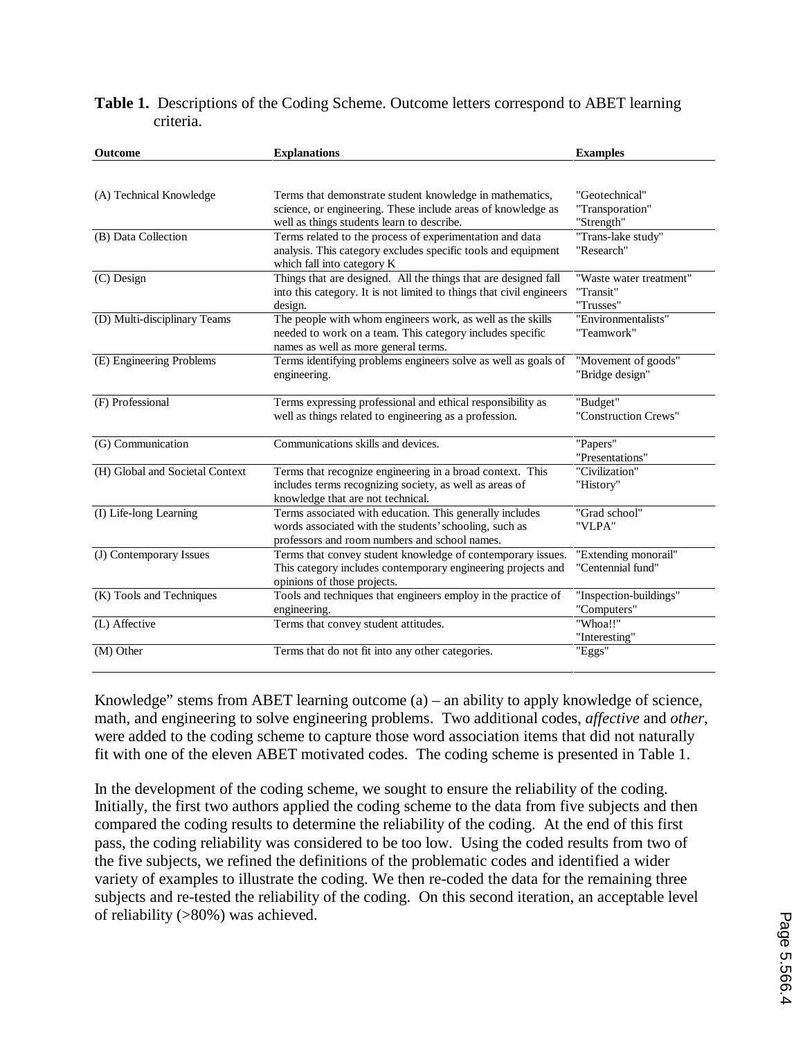**Table 1.** Descriptions of the Coding Scheme. Outcome letters correspond to ABET learning criteria.

| Outcome | Explanations | Examples |
|---|---|---|
| (A) Technical Knowledge | Terms that demonstrate student knowledge in mathematics, science, or engineering. These include areas of knowledge as well as things students learn to describe. | "Geotechnical" "Transporation" "Strength" |
| (B) Data Collection | Terms related to the process of experimentation and data analysis. This category excludes specific tools and equipment which fall into category K | "Trans-lake study" "Research" |
| (C) Design | Things that are designed. All the things that are designed fall into this category. It is not limited to things that civil engineers design. | "Waste water treatment" "Transit" "Trusses" |
| (D) Multi-disciplinary Teams | The people with whom engineers work, as well as the skills needed to work on a team. This category includes specific names as well as more general terms. | "Environmentalists" "Teamwork" |
| (E) Engineering Problems | Terms identifying problems engineers solve as well as goals of engineering. | "Movement of goods" "Bridge design" |
| (F) Professional | Terms expressing professional and ethical responsibility as well as things related to engineering as a profession. | "Budget" "Construction Crews" |
| (G) Communication | Communications skills and devices. | "Papers" "Presentations" |
| (H) Global and Societal Context | Terms that recognize engineering in a broad context. This includes terms recognizing society, as well as areas of knowledge that are not technical. | "Civilization" "History" |
| (I) Life-long Learning | Terms associated with education. This generally includes words associated with the students' schooling, such as professors and room numbers and school names. | "Grad school" "VLPA" |
| (J) Contemporary Issues | Terms that convey student knowledge of contemporary issues. This category includes contemporary engineering projects and opinions of those projects. | "Extending monorail" "Centennial fund" |
| (K) Tools and Techniques | Tools and techniques that engineers employ in the practice of engineering. | "Inspection-buildings" "Computers" |
| (L) Affective | Terms that convey student attitudes. | "Whoa!!" "Interesting" |
| (M) Other | Terms that do not fit into any other categories. | "Eggs" |

Knowledge" stems from ABET learning outcome (a) – an ability to apply knowledge of science, math, and engineering to solve engineering problems. Two additional codes, *affective* and *other*, were added to the coding scheme to capture those word association items that did not naturally fit with one of the eleven ABET motivated codes. The coding scheme is presented in Table 1.

In the development of the coding scheme, we sought to ensure the reliability of the coding. Initially, the first two authors applied the coding scheme to the data from five subjects and then compared the coding results to determine the reliability of the coding. At the end of this first pass, the coding reliability was considered to be too low. Using the coded results from two of the five subjects, we refined the definitions of the problematic codes and identified a wider variety of examples to illustrate the coding. We then re-coded the data for the remaining three subjects and re-tested the reliability of the coding. On this second iteration, an acceptable level of reliability (>80%) was achieved.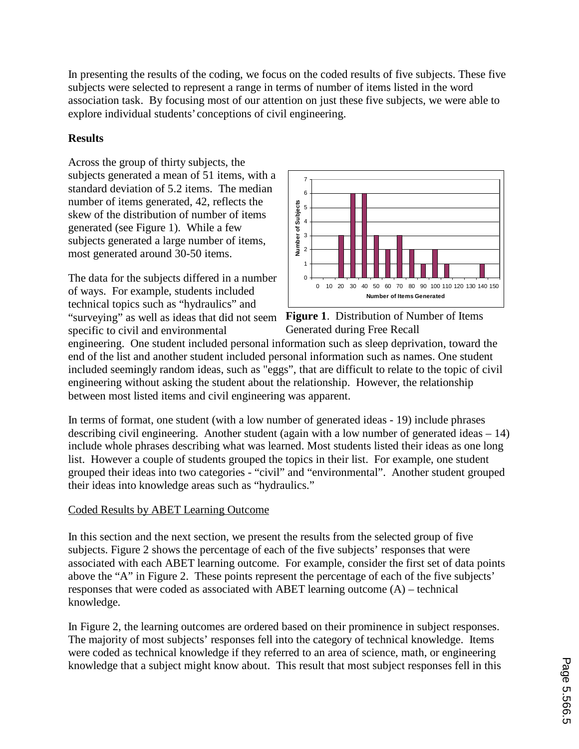In presenting the results of the coding, we focus on the coded results of five subjects. These five subjects were selected to represent a range in terms of number of items listed in the word association task. By focusing most of our attention on just these five subjects, we were able to explore individual students' conceptions of civil engineering.

**Results**

Across the group of thirty subjects, the subjects generated a mean of 51 items, with a standard deviation of 5.2 items. The median number of items generated, 42, reflects the skew of the distribution of number of items generated (see Figure 1). While a few subjects generated a large number of items, most generated around 30-50 items.

**Figure 1**. Distribution of Number of Items Generated during Free Recall

The data for the subjects differed in a number of ways. For example, students included technical topics such as "hydraulics" and "surveying" as well as ideas that did not seem specific to civil and environmental engineering. One student included personal information such as sleep deprivation, toward the end of the list and another student included personal information such as names. One student included seemingly random ideas, such as "eggs", that are difficult to relate to the topic of civil engineering without asking the student about the relationship. However, the relationship between most listed items and civil engineering was apparent.

In terms of format, one student (with a low number of generated ideas - 19) include phrases describing civil engineering. Another student (again with a low number of generated ideas – 14) include whole phrases describing what was learned. Most students listed their ideas as one long list. However a couple of students grouped the topics in their list. For example, one student grouped their ideas into two categories - "civil" and "environmental". Another student grouped their ideas into knowledge areas such as "hydraulics."

<u>Coded Results by ABET Learning Outcome</u>

In this section and the next section, we present the results from the selected group of five subjects. Figure 2 shows the percentage of each of the five subjects' responses that were associated with each ABET learning outcome. For example, consider the first set of data points above the "A" in Figure 2. These points represent the percentage of each of the five subjects' responses that were coded as associated with ABET learning outcome (A) – technical knowledge.

In Figure 2, the learning outcomes are ordered based on their prominence in subject responses. The majority of most subjects' responses fell into the category of technical knowledge. Items were coded as technical knowledge if they referred to an area of science, math, or engineering knowledge that a subject might know about. This result that most subject responses fell in this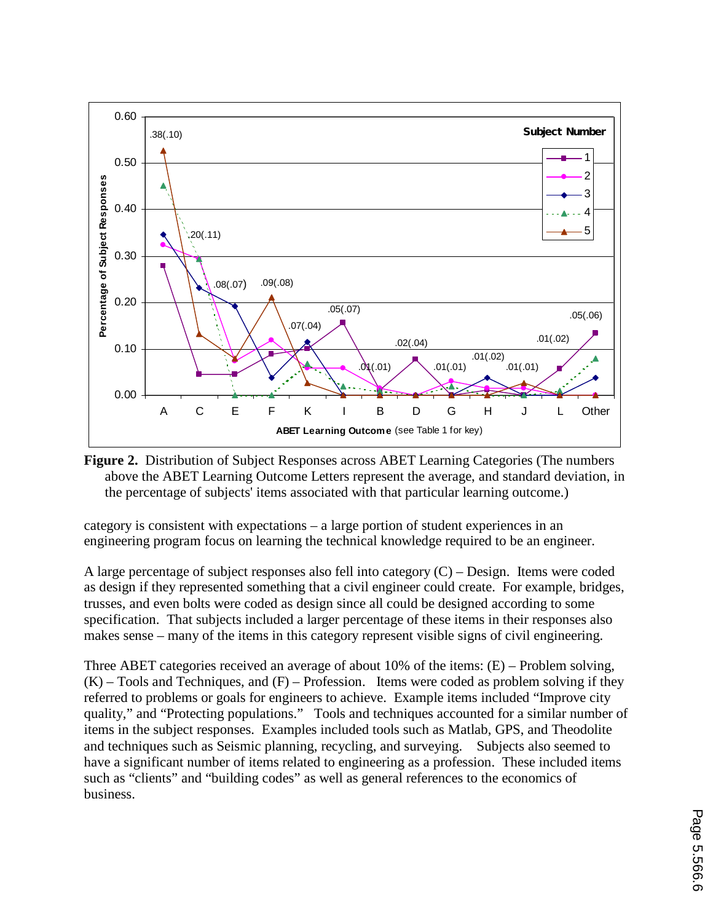**Figure 2.** Distribution of Subject Responses across ABET Learning Categories (The numbers above the ABET Learning Outcome Letters represent the average, and standard deviation, in the percentage of subjects' items associated with that particular learning outcome.)

category is consistent with expectations – a large portion of student experiences in an engineering program focus on learning the technical knowledge required to be an engineer.

A large percentage of subject responses also fell into category (C) – Design. Items were coded as design if they represented something that a civil engineer could create. For example, bridges, trusses, and even bolts were coded as design since all could be designed according to some specification. That subjects included a larger percentage of these items in their responses also makes sense – many of the items in this category represent visible signs of civil engineering.

Three ABET categories received an average of about 10% of the items: (E) – Problem solving, (K) – Tools and Techniques, and (F) – Profession. Items were coded as problem solving if they referred to problems or goals for engineers to achieve. Example items included "Improve city quality," and "Protecting populations." Tools and techniques accounted for a similar number of items in the subject responses. Examples included tools such as Matlab, GPS, and Theodolite and techniques such as Seismic planning, recycling, and surveying. Subjects also seemed to have a significant number of items related to engineering as a profession. These included items such as "clients" and "building codes" as well as general references to the economics of business.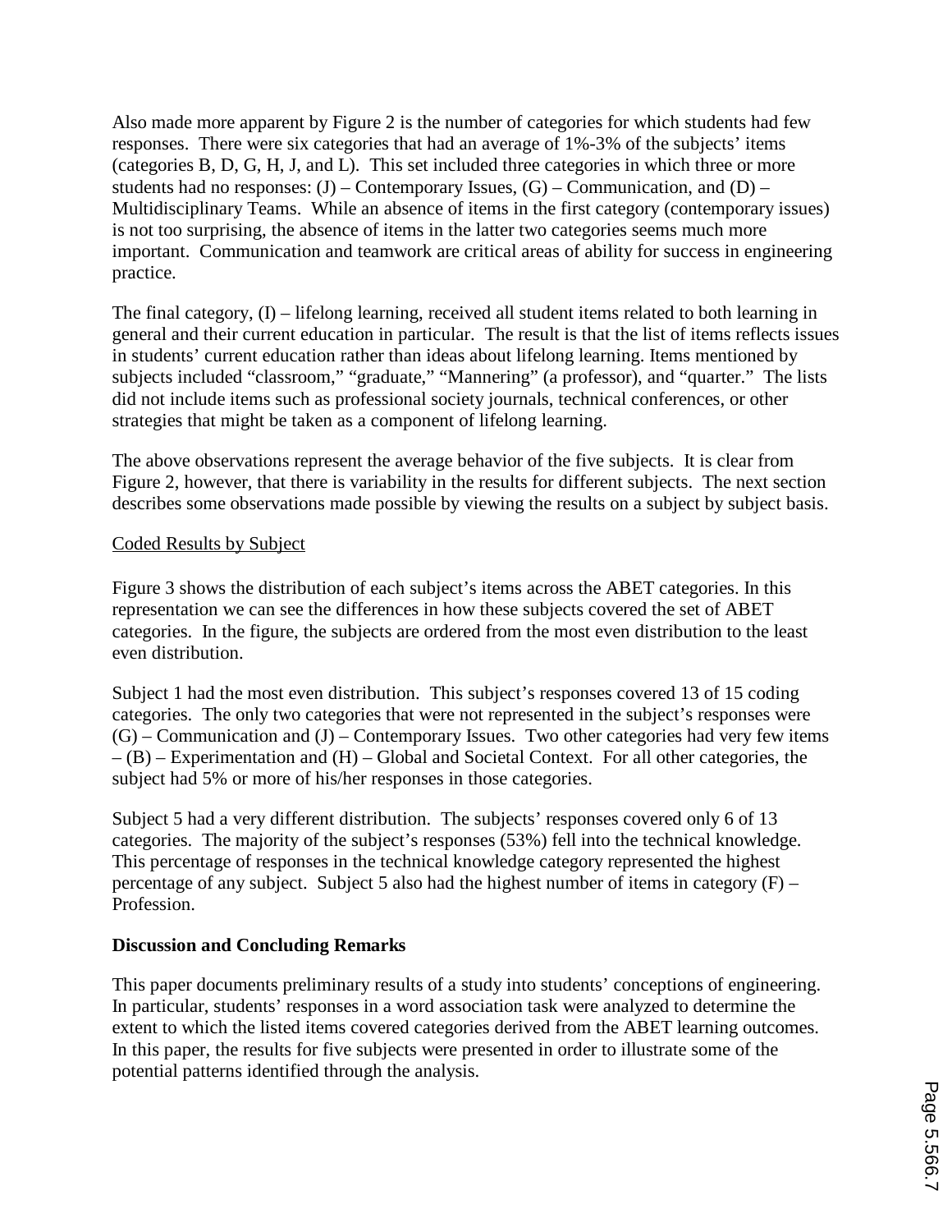Also made more apparent by Figure 2 is the number of categories for which students had few responses. There were six categories that had an average of 1%-3% of the subjects' items (categories B, D, G, H, J, and L). This set included three categories in which three or more students had no responses: (J) – Contemporary Issues, (G) – Communication, and (D) – Multidisciplinary Teams. While an absence of items in the first category (contemporary issues) is not too surprising, the absence of items in the latter two categories seems much more important. Communication and teamwork are critical areas of ability for success in engineering practice.

The final category, (I) – lifelong learning, received all student items related to both learning in general and their current education in particular. The result is that the list of items reflects issues in students' current education rather than ideas about lifelong learning. Items mentioned by subjects included "classroom," "graduate," "Mannering" (a professor), and "quarter." The lists did not include items such as professional society journals, technical conferences, or other strategies that might be taken as a component of lifelong learning.

The above observations represent the average behavior of the five subjects. It is clear from Figure 2, however, that there is variability in the results for different subjects. The next section describes some observations made possible by viewing the results on a subject by subject basis.

<u>Coded Results by Subject</u>

Figure 3 shows the distribution of each subject's items across the ABET categories. In this representation we can see the differences in how these subjects covered the set of ABET categories. In the figure, the subjects are ordered from the most even distribution to the least even distribution.

Subject 1 had the most even distribution. This subject's responses covered 13 of 15 coding categories. The only two categories that were not represented in the subject's responses were (G) – Communication and (J) – Contemporary Issues. Two other categories had very few items – (B) – Experimentation and (H) – Global and Societal Context. For all other categories, the subject had 5% or more of his/her responses in those categories.

Subject 5 had a very different distribution. The subjects' responses covered only 6 of 13 categories. The majority of the subject's responses (53%) fell into the technical knowledge. This percentage of responses in the technical knowledge category represented the highest percentage of any subject. Subject 5 also had the highest number of items in category (F) – Profession.

**Discussion and Concluding Remarks**

This paper documents preliminary results of a study into students' conceptions of engineering. In particular, students' responses in a word association task were analyzed to determine the extent to which the listed items covered categories derived from the ABET learning outcomes. In this paper, the results for five subjects were presented in order to illustrate some of the potential patterns identified through the analysis.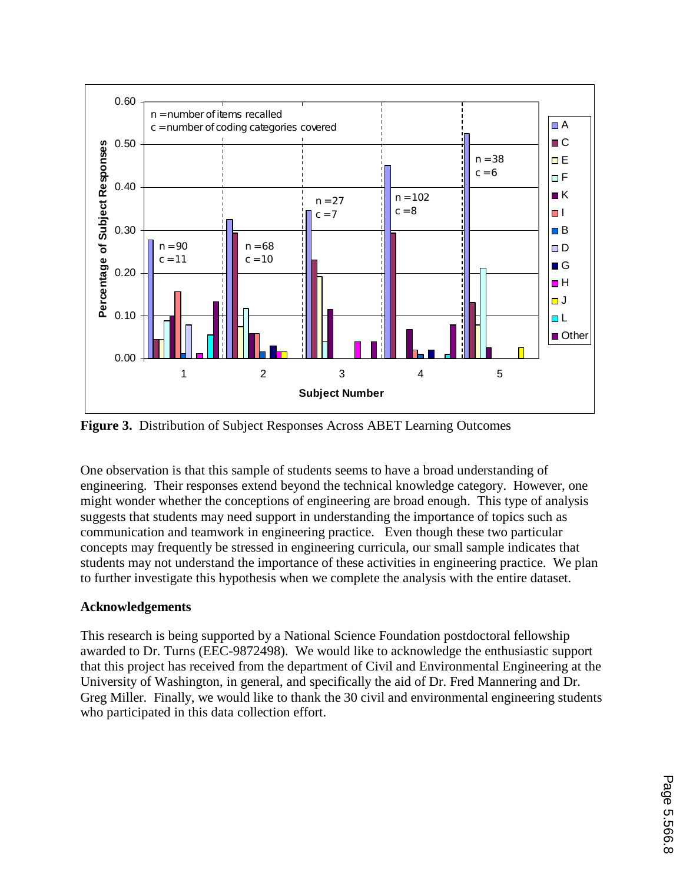**Figure 3.** Distribution of Subject Responses Across ABET Learning Outcomes

One observation is that this sample of students seems to have a broad understanding of engineering. Their responses extend beyond the technical knowledge category. However, one might wonder whether the conceptions of engineering are broad enough. This type of analysis suggests that students may need support in understanding the importance of topics such as communication and teamwork in engineering practice. Even though these two particular concepts may frequently be stressed in engineering curricula, our small sample indicates that students may not understand the importance of these activities in engineering practice. We plan to further investigate this hypothesis when we complete the analysis with the entire dataset.

**Acknowledgements**

This research is being supported by a National Science Foundation postdoctoral fellowship awarded to Dr. Turns (EEC-9872498). We would like to acknowledge the enthusiastic support that this project has received from the department of Civil and Environmental Engineering at the University of Washington, in general, and specifically the aid of Dr. Fred Mannering and Dr. Greg Miller. Finally, we would like to thank the 30 civil and environmental engineering students who participated in this data collection effort.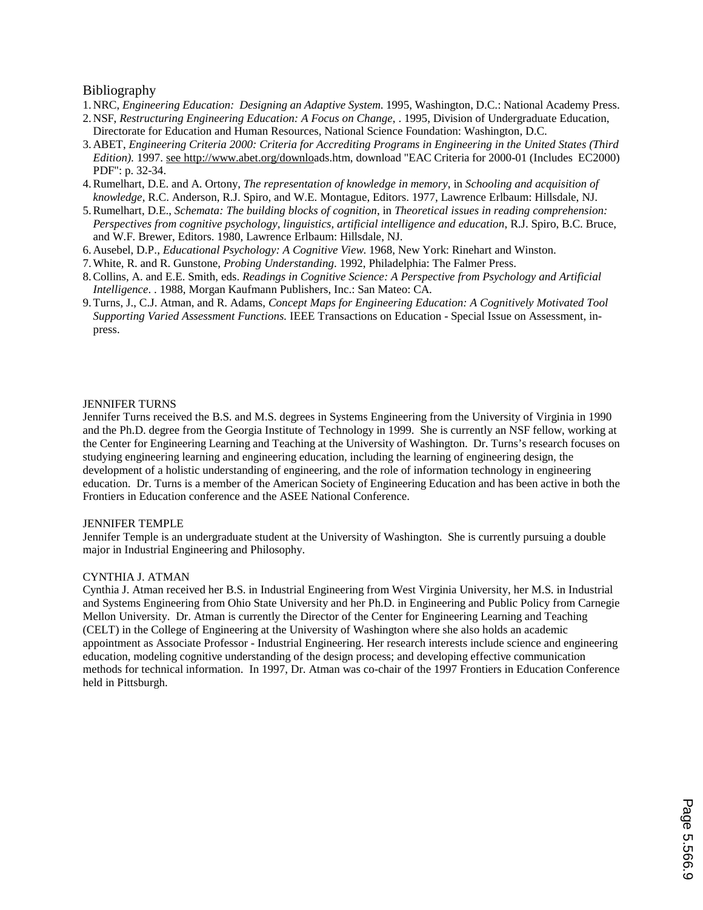## Bibliography

1. NRC, *Engineering Education: Designing an Adaptive System.* 1995, Washington, D.C.: National Academy Press.
2. NSF, *Restructuring Engineering Education: A Focus on Change*, . 1995, Division of Undergraduate Education, Directorate for Education and Human Resources, National Science Foundation: Washington, D.C.
3. ABET, *Engineering Criteria 2000: Criteria for Accrediting Programs in Engineering in the United States (Third Edition)*. 1997. see http://www.abet.org/downloads.htm, download "EAC Criteria for 2000-01 (Includes EC2000) PDF": p. 32-34.
4. Rumelhart, D.E. and A. Ortony, *The representation of knowledge in memory*, in *Schooling and acquisition of knowledge*, R.C. Anderson, R.J. Spiro, and W.E. Montague, Editors. 1977, Lawrence Erlbaum: Hillsdale, NJ.
5. Rumelhart, D.E., *Schemata: The building blocks of cognition*, in *Theoretical issues in reading comprehension: Perspectives from cognitive psychology, linguistics, artificial intelligence and education*, R.J. Spiro, B.C. Bruce, and W.F. Brewer, Editors. 1980, Lawrence Erlbaum: Hillsdale, NJ.
6. Ausebel, D.P., *Educational Psychology: A Cognitive View.* 1968, New York: Rinehart and Winston.
7. White, R. and R. Gunstone, *Probing Understanding*. 1992, Philadelphia: The Falmer Press.
8. Collins, A. and E.E. Smith, eds. *Readings in Cognitive Science: A Perspective from Psychology and Artificial Intelligence*. . 1988, Morgan Kaufmann Publishers, Inc.: San Mateo: CA.
9. Turns, J., C.J. Atman, and R. Adams, *Concept Maps for Engineering Education: A Cognitively Motivated Tool Supporting Varied Assessment Functions.* IEEE Transactions on Education - Special Issue on Assessment, in-press.

JENNIFER TURNS
Jennifer Turns received the B.S. and M.S. degrees in Systems Engineering from the University of Virginia in 1990 and the Ph.D. degree from the Georgia Institute of Technology in 1999. She is currently an NSF fellow, working at the Center for Engineering Learning and Teaching at the University of Washington. Dr. Turns's research focuses on studying engineering learning and engineering education, including the learning of engineering design, the development of a holistic understanding of engineering, and the role of information technology in engineering education. Dr. Turns is a member of the American Society of Engineering Education and has been active in both the Frontiers in Education conference and the ASEE National Conference.

JENNIFER TEMPLE
Jennifer Temple is an undergraduate student at the University of Washington. She is currently pursuing a double major in Industrial Engineering and Philosophy.

CYNTHIA J. ATMAN
Cynthia J. Atman received her B.S. in Industrial Engineering from West Virginia University, her M.S. in Industrial and Systems Engineering from Ohio State University and her Ph.D. in Engineering and Public Policy from Carnegie Mellon University. Dr. Atman is currently the Director of the Center for Engineering Learning and Teaching (CELT) in the College of Engineering at the University of Washington where she also holds an academic appointment as Associate Professor - Industrial Engineering. Her research interests include science and engineering education, modeling cognitive understanding of the design process; and developing effective communication methods for technical information. In 1997, Dr. Atman was co-chair of the 1997 Frontiers in Education Conference held in Pittsburgh.